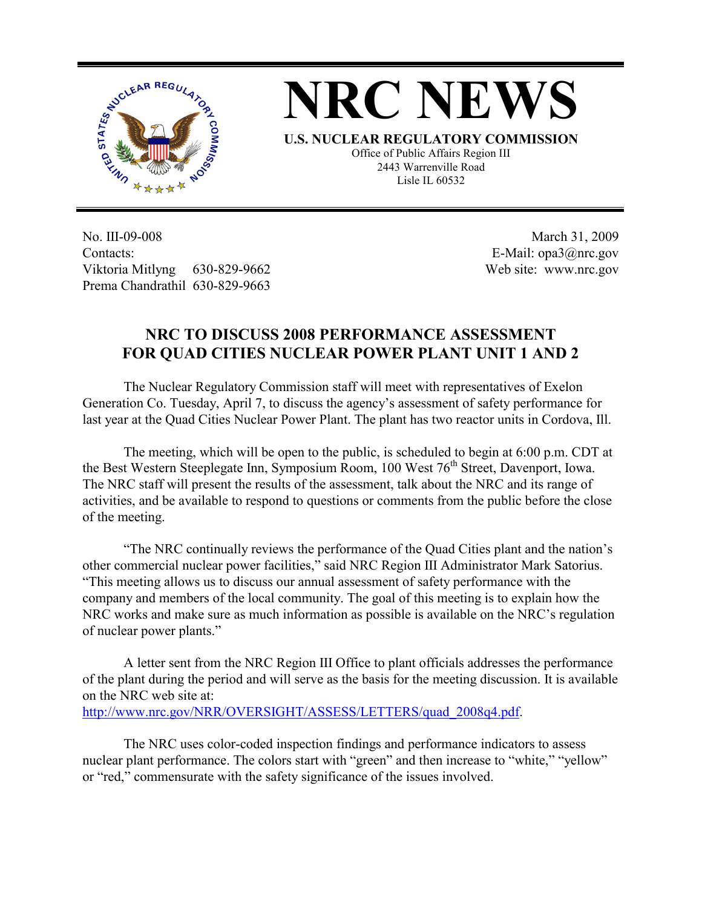# NRC NEWS

**U.S. NUCLEAR REGULATORY COMMISSION**

Office of Public Affairs Region III
2443 Warrenville Road
Lisle IL 60532

No. III-09-008
Contacts:
Viktoria Mitlyng 630-829-9662
Prema Chandrathil 630-829-9663

March 31, 2009
E-Mail: opa3@nrc.gov
Web site: www.nrc.gov

## NRC TO DISCUSS 2008 PERFORMANCE ASSESSMENT FOR QUAD CITIES NUCLEAR POWER PLANT UNIT 1 AND 2

The Nuclear Regulatory Commission staff will meet with representatives of Exelon Generation Co. Tuesday, April 7, to discuss the agency's assessment of safety performance for last year at the Quad Cities Nuclear Power Plant. The plant has two reactor units in Cordova, Ill.

The meeting, which will be open to the public, is scheduled to begin at 6:00 p.m. CDT at the Best Western Steeplegate Inn, Symposium Room, 100 West 76th Street, Davenport, Iowa. The NRC staff will present the results of the assessment, talk about the NRC and its range of activities, and be available to respond to questions or comments from the public before the close of the meeting.

"The NRC continually reviews the performance of the Quad Cities plant and the nation's other commercial nuclear power facilities," said NRC Region III Administrator Mark Satorius. "This meeting allows us to discuss our annual assessment of safety performance with the company and members of the local community. The goal of this meeting is to explain how the NRC works and make sure as much information as possible is available on the NRC's regulation of nuclear power plants."

A letter sent from the NRC Region III Office to plant officials addresses the performance of the plant during the period and will serve as the basis for the meeting discussion. It is available on the NRC web site at:
http://www.nrc.gov/NRR/OVERSIGHT/ASSESS/LETTERS/quad_2008q4.pdf.

The NRC uses color-coded inspection findings and performance indicators to assess nuclear plant performance. The colors start with "green" and then increase to "white," "yellow" or "red," commensurate with the safety significance of the issues involved.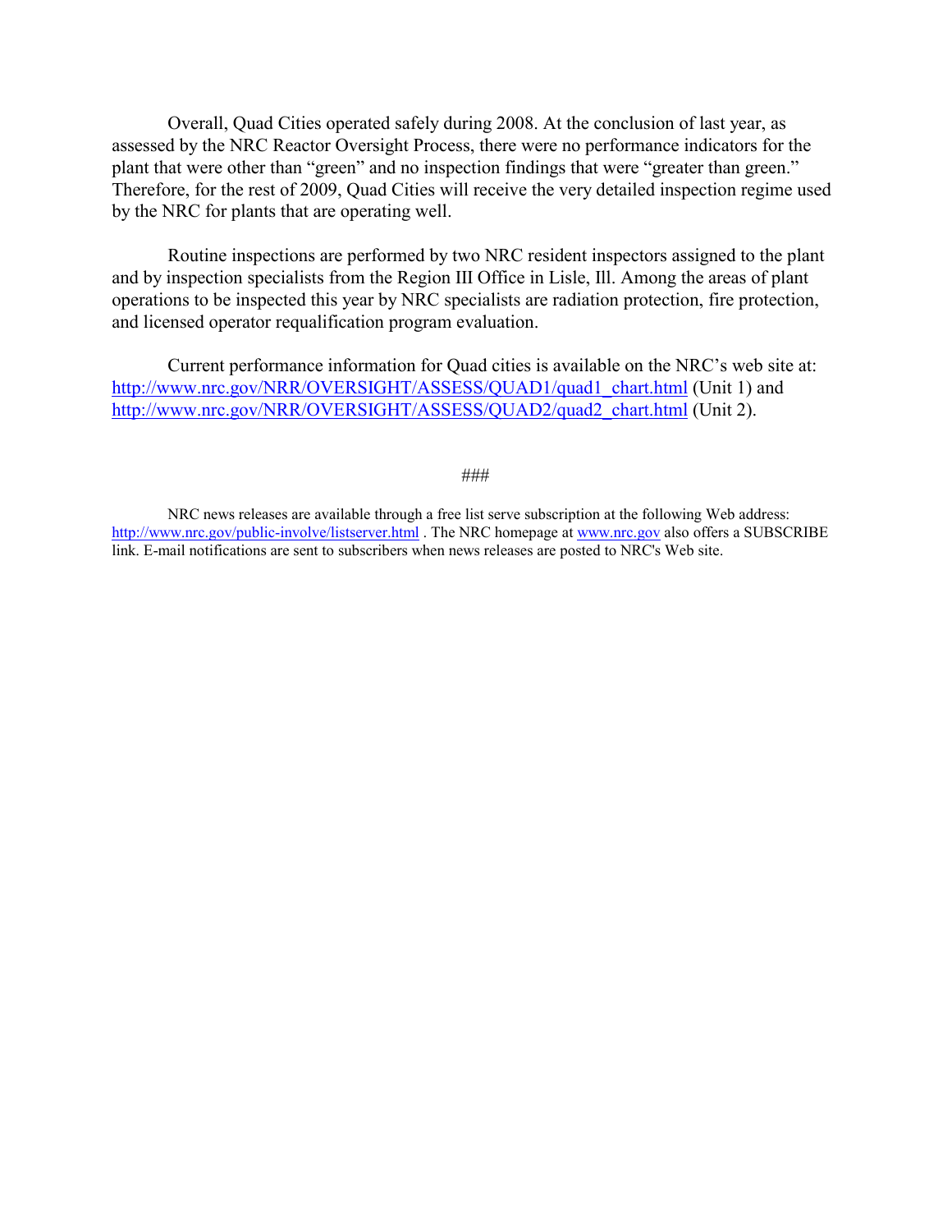Overall, Quad Cities operated safely during 2008. At the conclusion of last year, as assessed by the NRC Reactor Oversight Process, there were no performance indicators for the plant that were other than "green" and no inspection findings that were "greater than green." Therefore, for the rest of 2009, Quad Cities will receive the very detailed inspection regime used by the NRC for plants that are operating well.

Routine inspections are performed by two NRC resident inspectors assigned to the plant and by inspection specialists from the Region III Office in Lisle, Ill. Among the areas of plant operations to be inspected this year by NRC specialists are radiation protection, fire protection, and licensed operator requalification program evaluation.

Current performance information for Quad cities is available on the NRC's web site at: http://www.nrc.gov/NRR/OVERSIGHT/ASSESS/QUAD1/quad1_chart.html (Unit 1) and http://www.nrc.gov/NRR/OVERSIGHT/ASSESS/QUAD2/quad2_chart.html (Unit 2).

###

NRC news releases are available through a free list serve subscription at the following Web address: http://www.nrc.gov/public-involve/listserver.html . The NRC homepage at www.nrc.gov also offers a SUBSCRIBE link. E-mail notifications are sent to subscribers when news releases are posted to NRC's Web site.